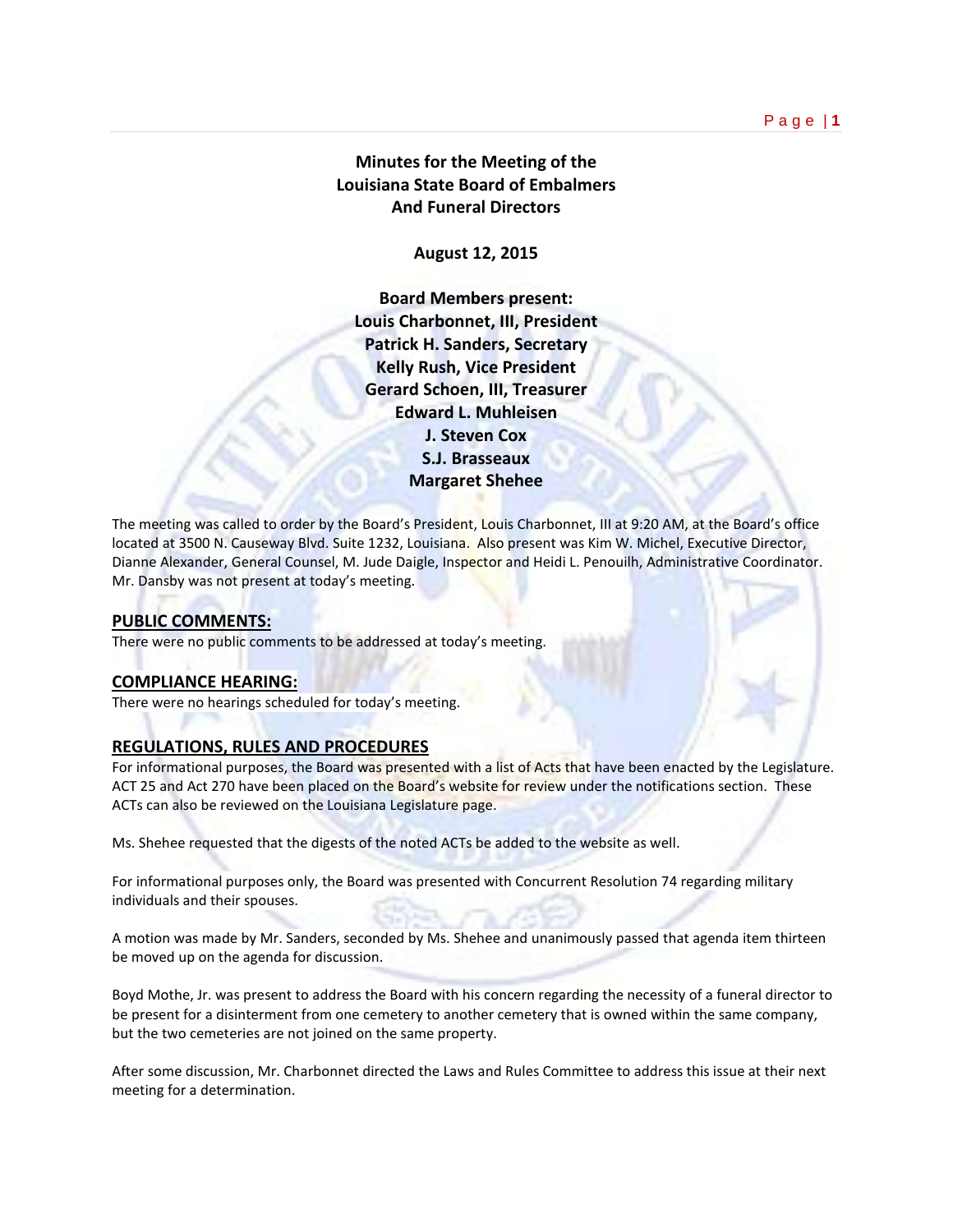# Minutes for the Meeting of the Louisiana State Board of Embalmers And Funeral Directors

**August 12, 2015**

**Board Members present:**
**Louis Charbonnet, III, President**
**Patrick H. Sanders, Secretary**
**Kelly Rush, Vice President**
**Gerard Schoen, III, Treasurer**
**Edward L. Muhleisen**
**J. Steven Cox**
**S.J. Brasseaux**
**Margaret Shehee**

The meeting was called to order by the Board's President, Louis Charbonnet, III at 9:20 AM, at the Board's office located at 3500 N. Causeway Blvd. Suite 1232, Louisiana. Also present was Kim W. Michel, Executive Director, Dianne Alexander, General Counsel, M. Jude Daigle, Inspector and Heidi L. Penouilh, Administrative Coordinator. Mr. Dansby was not present at today's meeting.

## PUBLIC COMMENTS:

There were no public comments to be addressed at today's meeting.

## COMPLIANCE HEARING:

There were no hearings scheduled for today's meeting.

## REGULATIONS, RULES AND PROCEDURES

For informational purposes, the Board was presented with a list of Acts that have been enacted by the Legislature. ACT 25 and Act 270 have been placed on the Board's website for review under the notifications section. These ACTs can also be reviewed on the Louisiana Legislature page.

Ms. Shehee requested that the digests of the noted ACTs be added to the website as well.

For informational purposes only, the Board was presented with Concurrent Resolution 74 regarding military individuals and their spouses.

A motion was made by Mr. Sanders, seconded by Ms. Shehee and unanimously passed that agenda item thirteen be moved up on the agenda for discussion.

Boyd Mothe, Jr. was present to address the Board with his concern regarding the necessity of a funeral director to be present for a disinterment from one cemetery to another cemetery that is owned within the same company, but the two cemeteries are not joined on the same property.

After some discussion, Mr. Charbonnet directed the Laws and Rules Committee to address this issue at their next meeting for a determination.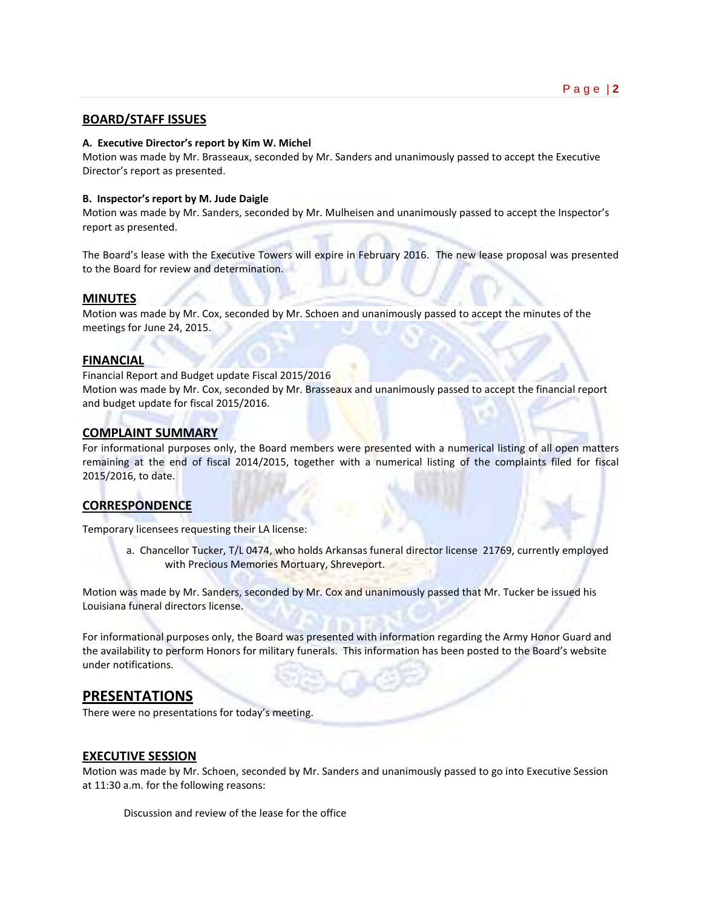## BOARD/STAFF ISSUES

**A. Executive Director's report by Kim W. Michel**

Motion was made by Mr. Brasseaux, seconded by Mr. Sanders and unanimously passed to accept the Executive Director's report as presented.

**B. Inspector's report by M. Jude Daigle**

Motion was made by Mr. Sanders, seconded by Mr. Mulheisen and unanimously passed to accept the Inspector's report as presented.

The Board's lease with the Executive Towers will expire in February 2016. The new lease proposal was presented to the Board for review and determination.

## MINUTES

Motion was made by Mr. Cox, seconded by Mr. Schoen and unanimously passed to accept the minutes of the meetings for June 24, 2015.

## FINANCIAL

Financial Report and Budget update Fiscal 2015/2016

Motion was made by Mr. Cox, seconded by Mr. Brasseaux and unanimously passed to accept the financial report and budget update for fiscal 2015/2016.

## COMPLAINT SUMMARY

For informational purposes only, the Board members were presented with a numerical listing of all open matters remaining at the end of fiscal 2014/2015, together with a numerical listing of the complaints filed for fiscal 2015/2016, to date.

## CORRESPONDENCE

Temporary licensees requesting their LA license:

a. Chancellor Tucker, T/L 0474, who holds Arkansas funeral director license 21769, currently employed with Precious Memories Mortuary, Shreveport.

Motion was made by Mr. Sanders, seconded by Mr. Cox and unanimously passed that Mr. Tucker be issued his Louisiana funeral directors license.

For informational purposes only, the Board was presented with information regarding the Army Honor Guard and the availability to perform Honors for military funerals. This information has been posted to the Board's website under notifications.

## PRESENTATIONS

There were no presentations for today's meeting.

## EXECUTIVE SESSION

Motion was made by Mr. Schoen, seconded by Mr. Sanders and unanimously passed to go into Executive Session at 11:30 a.m. for the following reasons:

Discussion and review of the lease for the office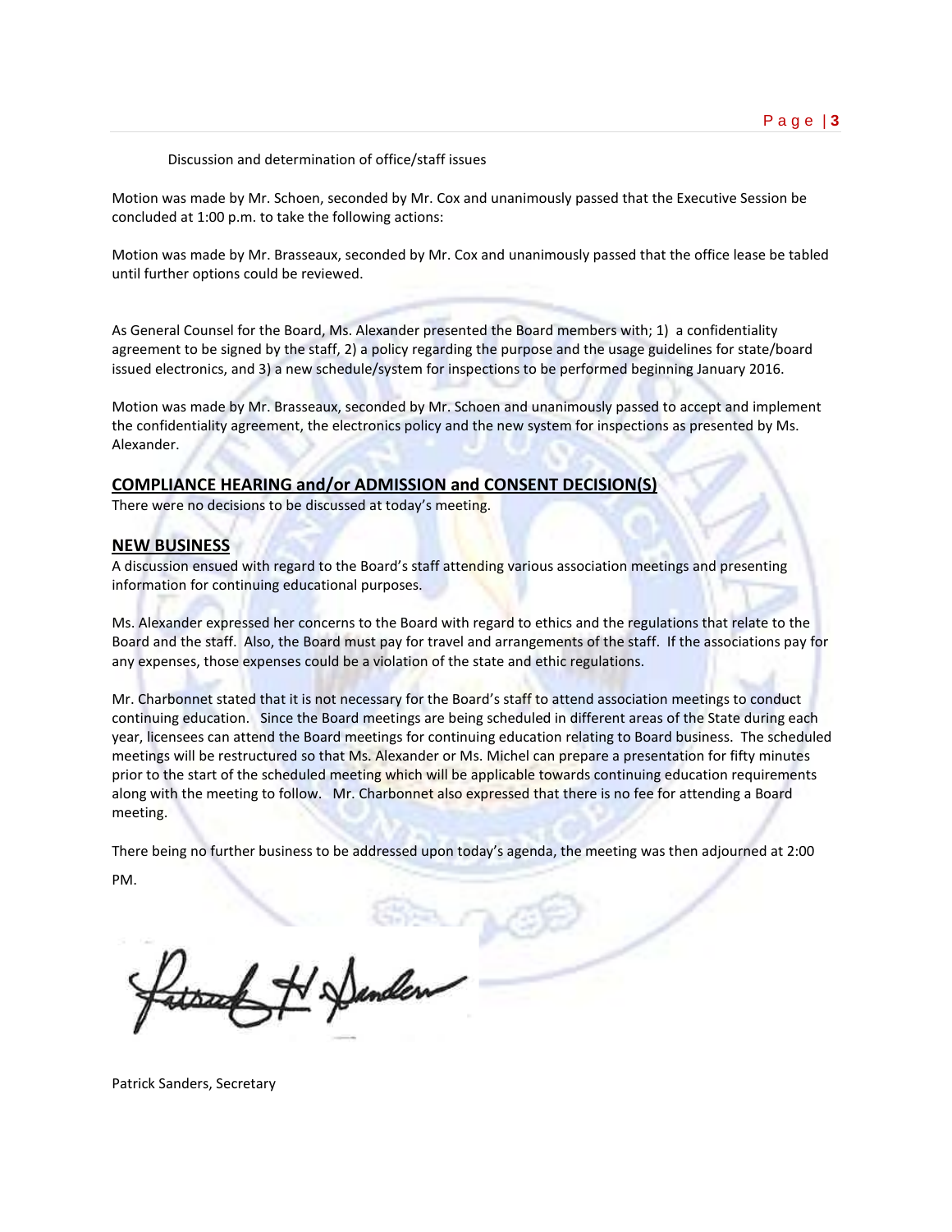Discussion and determination of office/staff issues

Motion was made by Mr. Schoen, seconded by Mr. Cox and unanimously passed that the Executive Session be concluded at 1:00 p.m. to take the following actions:

Motion was made by Mr. Brasseaux, seconded by Mr. Cox and unanimously passed that the office lease be tabled until further options could be reviewed.

As General Counsel for the Board, Ms. Alexander presented the Board members with; 1) a confidentiality agreement to be signed by the staff, 2) a policy regarding the purpose and the usage guidelines for state/board issued electronics, and 3) a new schedule/system for inspections to be performed beginning January 2016.

Motion was made by Mr. Brasseaux, seconded by Mr. Schoen and unanimously passed to accept and implement the confidentiality agreement, the electronics policy and the new system for inspections as presented by Ms. Alexander.

## COMPLIANCE HEARING and/or ADMISSION and CONSENT DECISION(S)

There were no decisions to be discussed at today's meeting.

## NEW BUSINESS

A discussion ensued with regard to the Board's staff attending various association meetings and presenting information for continuing educational purposes.

Ms. Alexander expressed her concerns to the Board with regard to ethics and the regulations that relate to the Board and the staff. Also, the Board must pay for travel and arrangements of the staff. If the associations pay for any expenses, those expenses could be a violation of the state and ethic regulations.

Mr. Charbonnet stated that it is not necessary for the Board's staff to attend association meetings to conduct continuing education. Since the Board meetings are being scheduled in different areas of the State during each year, licensees can attend the Board meetings for continuing education relating to Board business. The scheduled meetings will be restructured so that Ms. Alexander or Ms. Michel can prepare a presentation for fifty minutes prior to the start of the scheduled meeting which will be applicable towards continuing education requirements along with the meeting to follow. Mr. Charbonnet also expressed that there is no fee for attending a Board meeting.

There being no further business to be addressed upon today's agenda, the meeting was then adjourned at 2:00 PM.

Patrick Sanders, Secretary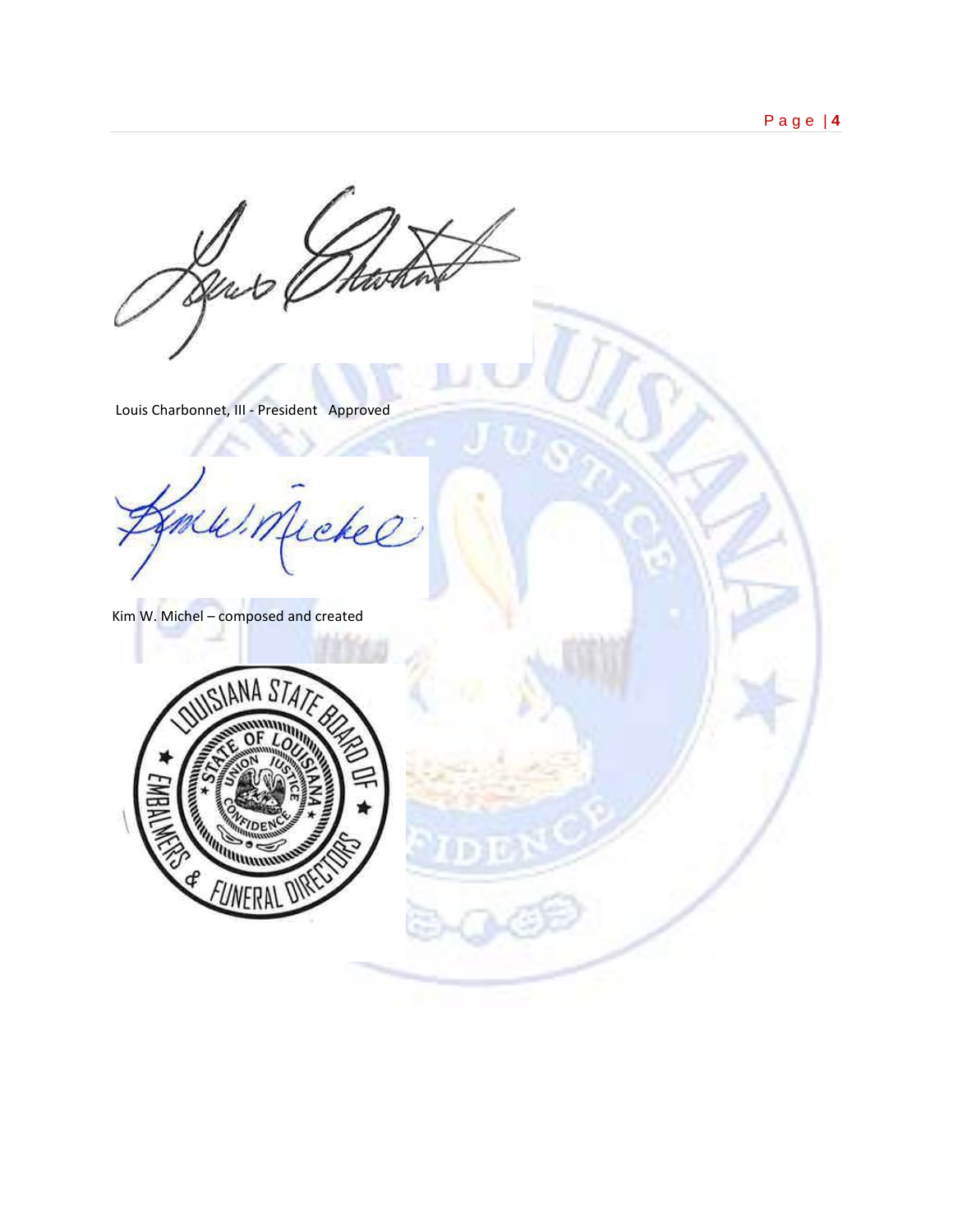Louis Charbonnet, III - President   Approved

Kim W. Michel – composed and created